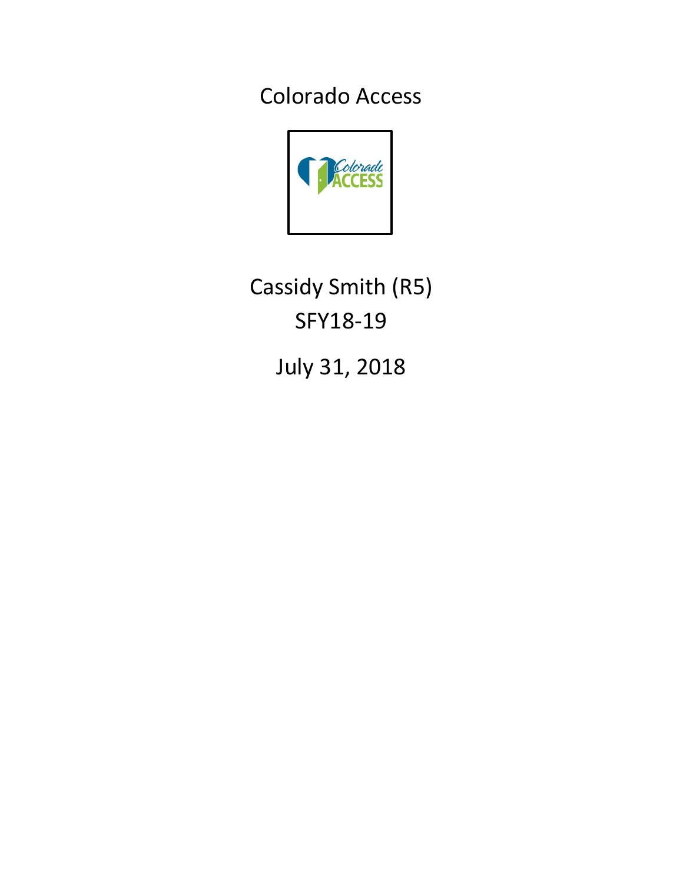# Colorado Access

Cassidy Smith (R5)

SFY18-19

July 31, 2018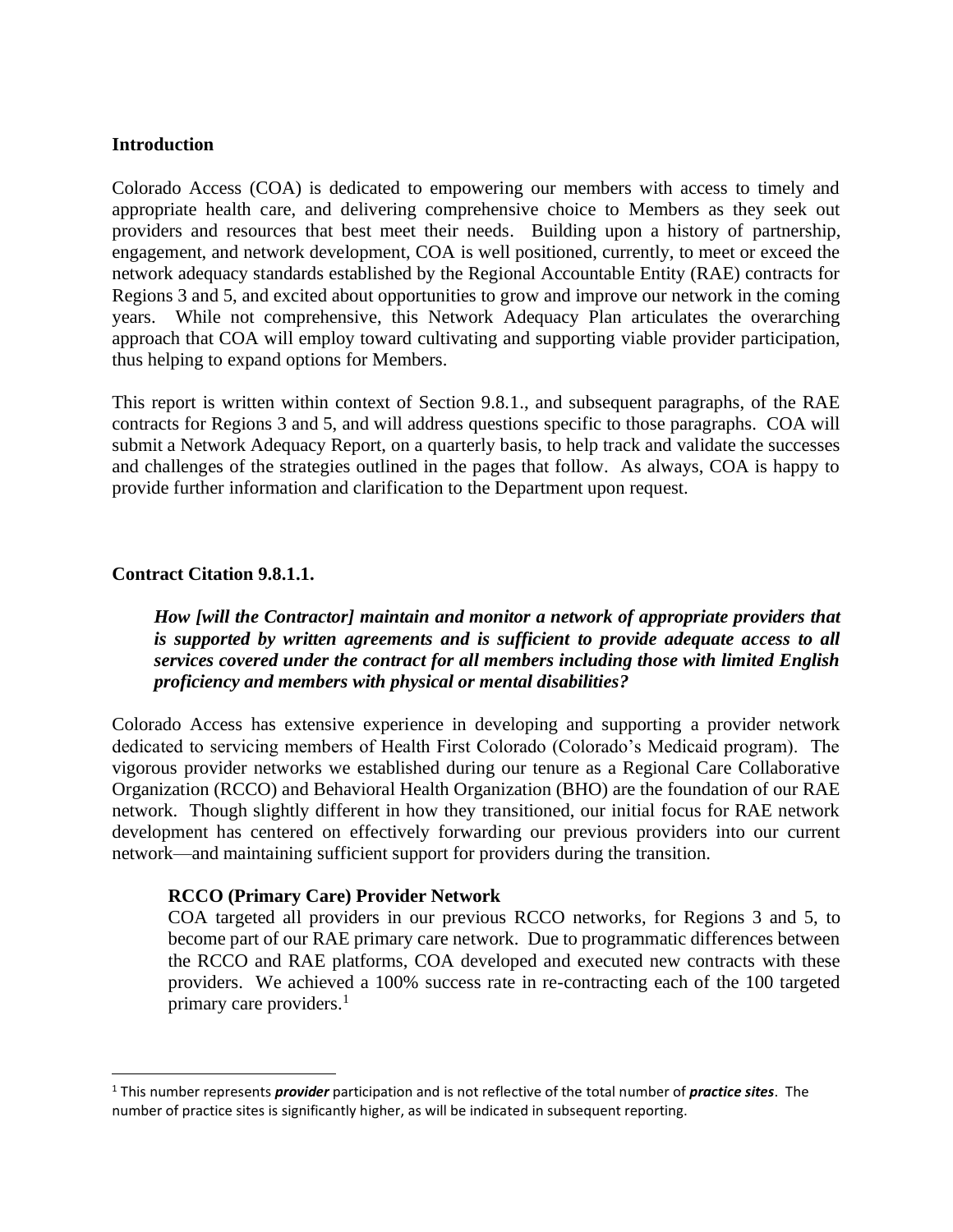## Introduction

Colorado Access (COA) is dedicated to empowering our members with access to timely and appropriate health care, and delivering comprehensive choice to Members as they seek out providers and resources that best meet their needs. Building upon a history of partnership, engagement, and network development, COA is well positioned, currently, to meet or exceed the network adequacy standards established by the Regional Accountable Entity (RAE) contracts for Regions 3 and 5, and excited about opportunities to grow and improve our network in the coming years. While not comprehensive, this Network Adequacy Plan articulates the overarching approach that COA will employ toward cultivating and supporting viable provider participation, thus helping to expand options for Members.

This report is written within context of Section 9.8.1., and subsequent paragraphs, of the RAE contracts for Regions 3 and 5, and will address questions specific to those paragraphs. COA will submit a Network Adequacy Report, on a quarterly basis, to help track and validate the successes and challenges of the strategies outlined in the pages that follow. As always, COA is happy to provide further information and clarification to the Department upon request.

## Contract Citation 9.8.1.1.

> ***How [will the Contractor] maintain and monitor a network of appropriate providers that is supported by written agreements and is sufficient to provide adequate access to all services covered under the contract for all members including those with limited English proficiency and members with physical or mental disabilities?***

Colorado Access has extensive experience in developing and supporting a provider network dedicated to servicing members of Health First Colorado (Colorado's Medicaid program). The vigorous provider networks we established during our tenure as a Regional Care Collaborative Organization (RCCO) and Behavioral Health Organization (BHO) are the foundation of our RAE network. Though slightly different in how they transitioned, our initial focus for RAE network development has centered on effectively forwarding our previous providers into our current network—and maintaining sufficient support for providers during the transition.

### RCCO (Primary Care) Provider Network

COA targeted all providers in our previous RCCO networks, for Regions 3 and 5, to become part of our RAE primary care network. Due to programmatic differences between the RCCO and RAE platforms, COA developed and executed new contracts with these providers. We achieved a 100% success rate in re-contracting each of the 100 targeted primary care providers.[1]

---

[1] This number represents ***provider*** participation and is not reflective of the total number of ***practice sites***. The number of practice sites is significantly higher, as will be indicated in subsequent reporting.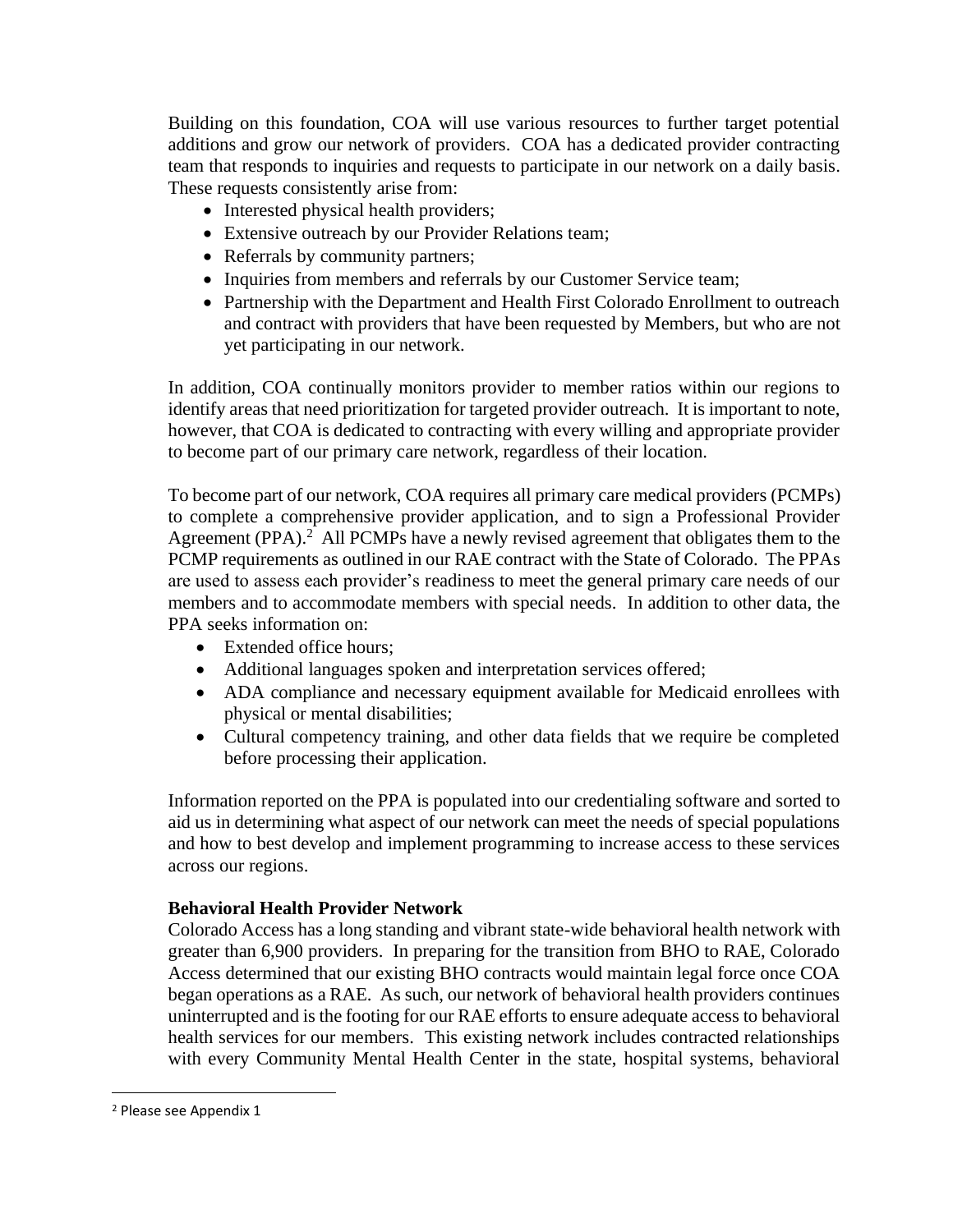Building on this foundation, COA will use various resources to further target potential additions and grow our network of providers. COA has a dedicated provider contracting team that responds to inquiries and requests to participate in our network on a daily basis. These requests consistently arise from:

- Interested physical health providers;
- Extensive outreach by our Provider Relations team;
- Referrals by community partners;
- Inquiries from members and referrals by our Customer Service team;
- Partnership with the Department and Health First Colorado Enrollment to outreach and contract with providers that have been requested by Members, but who are not yet participating in our network.

In addition, COA continually monitors provider to member ratios within our regions to identify areas that need prioritization for targeted provider outreach. It is important to note, however, that COA is dedicated to contracting with every willing and appropriate provider to become part of our primary care network, regardless of their location.

To become part of our network, COA requires all primary care medical providers (PCMPs) to complete a comprehensive provider application, and to sign a Professional Provider Agreement (PPA).[2] All PCMPs have a newly revised agreement that obligates them to the PCMP requirements as outlined in our RAE contract with the State of Colorado. The PPAs are used to assess each provider's readiness to meet the general primary care needs of our members and to accommodate members with special needs. In addition to other data, the PPA seeks information on:

- Extended office hours;
- Additional languages spoken and interpretation services offered;
- ADA compliance and necessary equipment available for Medicaid enrollees with physical or mental disabilities;
- Cultural competency training, and other data fields that we require be completed before processing their application.

Information reported on the PPA is populated into our credentialing software and sorted to aid us in determining what aspect of our network can meet the needs of special populations and how to best develop and implement programming to increase access to these services across our regions.

**Behavioral Health Provider Network**

Colorado Access has a long standing and vibrant state-wide behavioral health network with greater than 6,900 providers. In preparing for the transition from BHO to RAE, Colorado Access determined that our existing BHO contracts would maintain legal force once COA began operations as a RAE. As such, our network of behavioral health providers continues uninterrupted and is the footing for our RAE efforts to ensure adequate access to behavioral health services for our members. This existing network includes contracted relationships with every Community Mental Health Center in the state, hospital systems, behavioral

[2] Please see Appendix 1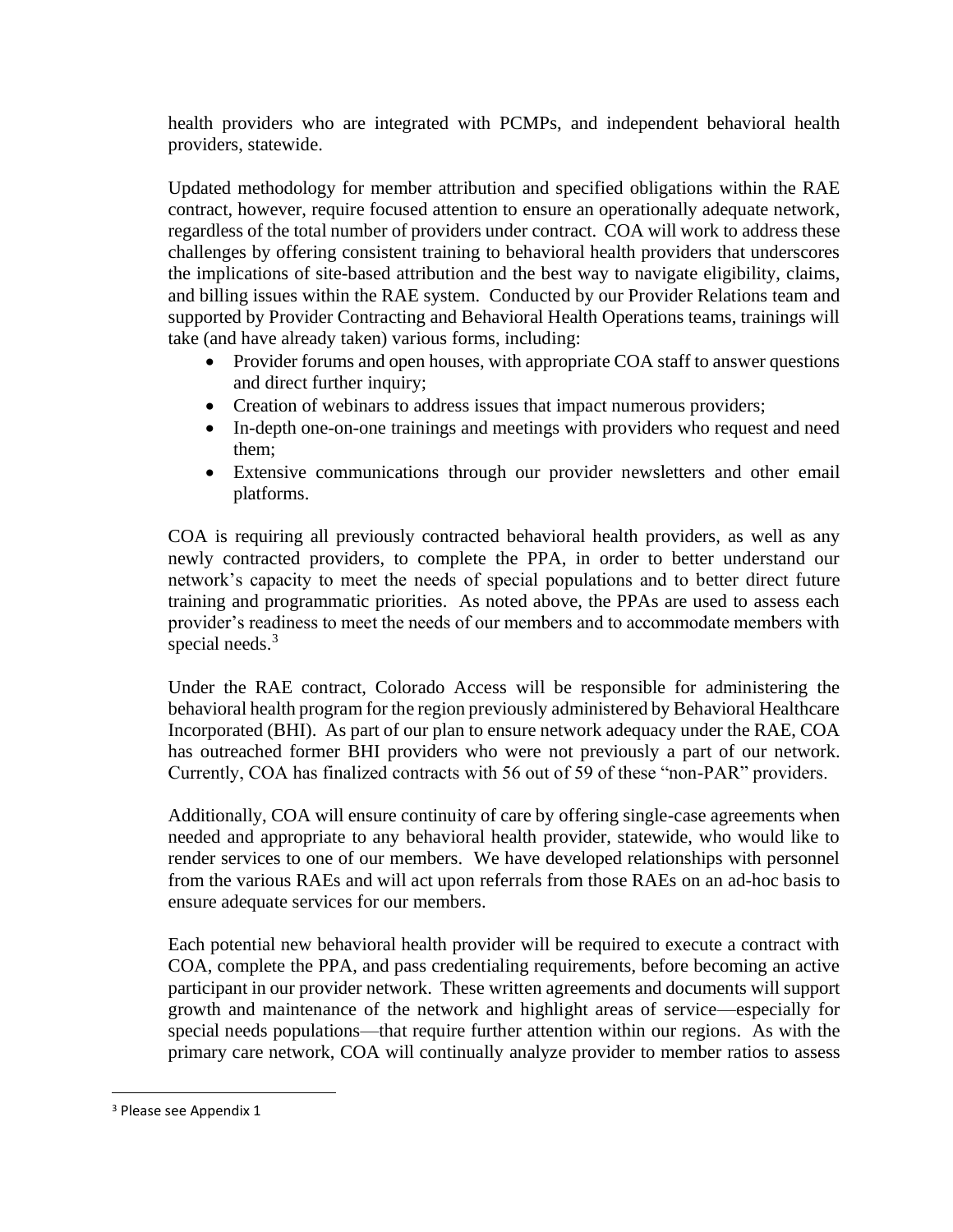health providers who are integrated with PCMPs, and independent behavioral health providers, statewide.

Updated methodology for member attribution and specified obligations within the RAE contract, however, require focused attention to ensure an operationally adequate network, regardless of the total number of providers under contract. COA will work to address these challenges by offering consistent training to behavioral health providers that underscores the implications of site-based attribution and the best way to navigate eligibility, claims, and billing issues within the RAE system. Conducted by our Provider Relations team and supported by Provider Contracting and Behavioral Health Operations teams, trainings will take (and have already taken) various forms, including:

- Provider forums and open houses, with appropriate COA staff to answer questions and direct further inquiry;
- Creation of webinars to address issues that impact numerous providers;
- In-depth one-on-one trainings and meetings with providers who request and need them;
- Extensive communications through our provider newsletters and other email platforms.

COA is requiring all previously contracted behavioral health providers, as well as any newly contracted providers, to complete the PPA, in order to better understand our network's capacity to meet the needs of special populations and to better direct future training and programmatic priorities. As noted above, the PPAs are used to assess each provider's readiness to meet the needs of our members and to accommodate members with special needs.[3]

Under the RAE contract, Colorado Access will be responsible for administering the behavioral health program for the region previously administered by Behavioral Healthcare Incorporated (BHI). As part of our plan to ensure network adequacy under the RAE, COA has outreached former BHI providers who were not previously a part of our network. Currently, COA has finalized contracts with 56 out of 59 of these "non-PAR" providers.

Additionally, COA will ensure continuity of care by offering single-case agreements when needed and appropriate to any behavioral health provider, statewide, who would like to render services to one of our members. We have developed relationships with personnel from the various RAEs and will act upon referrals from those RAEs on an ad-hoc basis to ensure adequate services for our members.

Each potential new behavioral health provider will be required to execute a contract with COA, complete the PPA, and pass credentialing requirements, before becoming an active participant in our provider network. These written agreements and documents will support growth and maintenance of the network and highlight areas of service—especially for special needs populations—that require further attention within our regions. As with the primary care network, COA will continually analyze provider to member ratios to assess

[3] Please see Appendix 1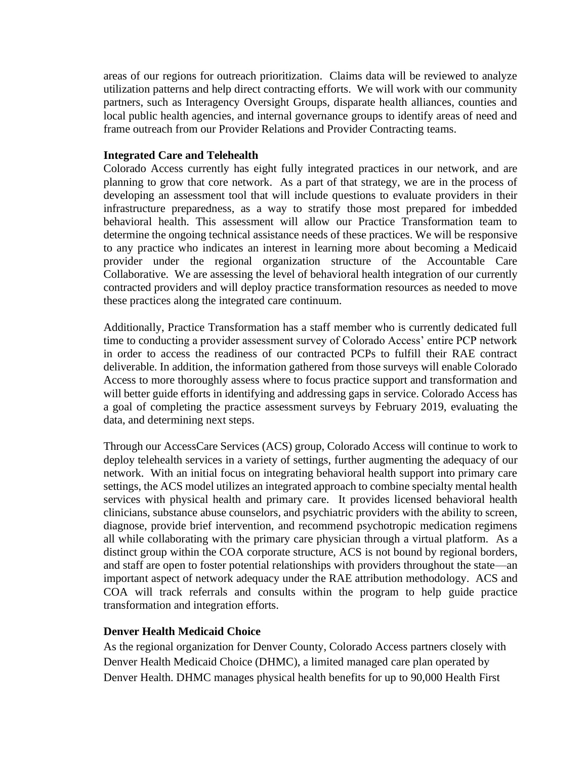areas of our regions for outreach prioritization. Claims data will be reviewed to analyze utilization patterns and help direct contracting efforts. We will work with our community partners, such as Interagency Oversight Groups, disparate health alliances, counties and local public health agencies, and internal governance groups to identify areas of need and frame outreach from our Provider Relations and Provider Contracting teams.

**Integrated Care and Telehealth**

Colorado Access currently has eight fully integrated practices in our network, and are planning to grow that core network. As a part of that strategy, we are in the process of developing an assessment tool that will include questions to evaluate providers in their infrastructure preparedness, as a way to stratify those most prepared for imbedded behavioral health. This assessment will allow our Practice Transformation team to determine the ongoing technical assistance needs of these practices. We will be responsive to any practice who indicates an interest in learning more about becoming a Medicaid provider under the regional organization structure of the Accountable Care Collaborative. We are assessing the level of behavioral health integration of our currently contracted providers and will deploy practice transformation resources as needed to move these practices along the integrated care continuum.

Additionally, Practice Transformation has a staff member who is currently dedicated full time to conducting a provider assessment survey of Colorado Access' entire PCP network in order to access the readiness of our contracted PCPs to fulfill their RAE contract deliverable. In addition, the information gathered from those surveys will enable Colorado Access to more thoroughly assess where to focus practice support and transformation and will better guide efforts in identifying and addressing gaps in service. Colorado Access has a goal of completing the practice assessment surveys by February 2019, evaluating the data, and determining next steps.

Through our AccessCare Services (ACS) group, Colorado Access will continue to work to deploy telehealth services in a variety of settings, further augmenting the adequacy of our network. With an initial focus on integrating behavioral health support into primary care settings, the ACS model utilizes an integrated approach to combine specialty mental health services with physical health and primary care. It provides licensed behavioral health clinicians, substance abuse counselors, and psychiatric providers with the ability to screen, diagnose, provide brief intervention, and recommend psychotropic medication regimens all while collaborating with the primary care physician through a virtual platform. As a distinct group within the COA corporate structure, ACS is not bound by regional borders, and staff are open to foster potential relationships with providers throughout the state—an important aspect of network adequacy under the RAE attribution methodology. ACS and COA will track referrals and consults within the program to help guide practice transformation and integration efforts.

**Denver Health Medicaid Choice**

As the regional organization for Denver County, Colorado Access partners closely with Denver Health Medicaid Choice (DHMC), a limited managed care plan operated by Denver Health. DHMC manages physical health benefits for up to 90,000 Health First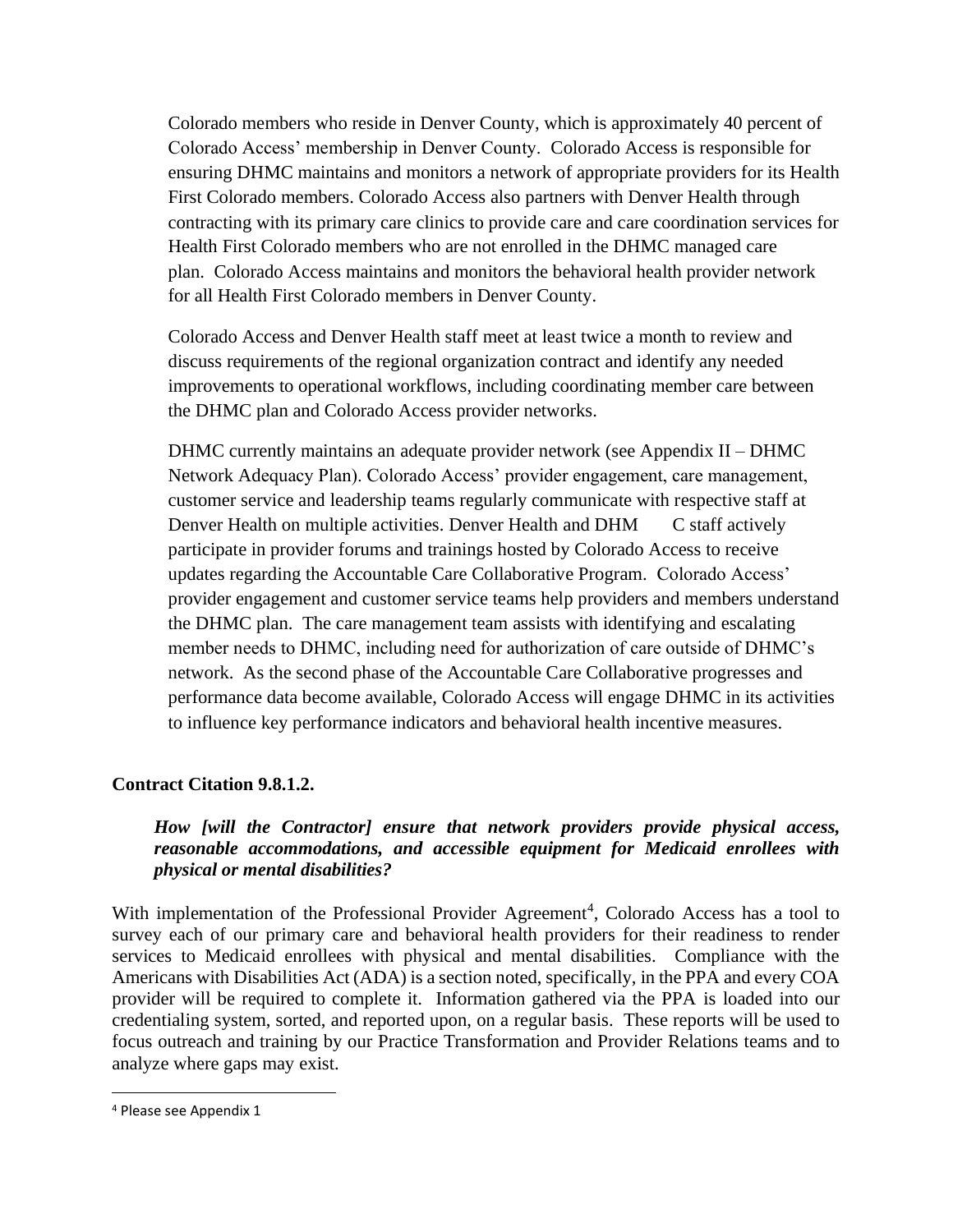Colorado members who reside in Denver County, which is approximately 40 percent of Colorado Access' membership in Denver County. Colorado Access is responsible for ensuring DHMC maintains and monitors a network of appropriate providers for its Health First Colorado members. Colorado Access also partners with Denver Health through contracting with its primary care clinics to provide care and care coordination services for Health First Colorado members who are not enrolled in the DHMC managed care plan. Colorado Access maintains and monitors the behavioral health provider network for all Health First Colorado members in Denver County.

Colorado Access and Denver Health staff meet at least twice a month to review and discuss requirements of the regional organization contract and identify any needed improvements to operational workflows, including coordinating member care between the DHMC plan and Colorado Access provider networks.

DHMC currently maintains an adequate provider network (see Appendix II – DHMC Network Adequacy Plan). Colorado Access' provider engagement, care management, customer service and leadership teams regularly communicate with respective staff at Denver Health on multiple activities. Denver Health and DHMC staff actively participate in provider forums and trainings hosted by Colorado Access to receive updates regarding the Accountable Care Collaborative Program. Colorado Access' provider engagement and customer service teams help providers and members understand the DHMC plan. The care management team assists with identifying and escalating member needs to DHMC, including need for authorization of care outside of DHMC's network. As the second phase of the Accountable Care Collaborative progresses and performance data become available, Colorado Access will engage DHMC in its activities to influence key performance indicators and behavioral health incentive measures.

**Contract Citation 9.8.1.2.**

***How [will the Contractor] ensure that network providers provide physical access, reasonable accommodations, and accessible equipment for Medicaid enrollees with physical or mental disabilities?***

With implementation of the Professional Provider Agreement[4], Colorado Access has a tool to survey each of our primary care and behavioral health providers for their readiness to render services to Medicaid enrollees with physical and mental disabilities. Compliance with the Americans with Disabilities Act (ADA) is a section noted, specifically, in the PPA and every COA provider will be required to complete it. Information gathered via the PPA is loaded into our credentialing system, sorted, and reported upon, on a regular basis. These reports will be used to focus outreach and training by our Practice Transformation and Provider Relations teams and to analyze where gaps may exist.

[4] Please see Appendix 1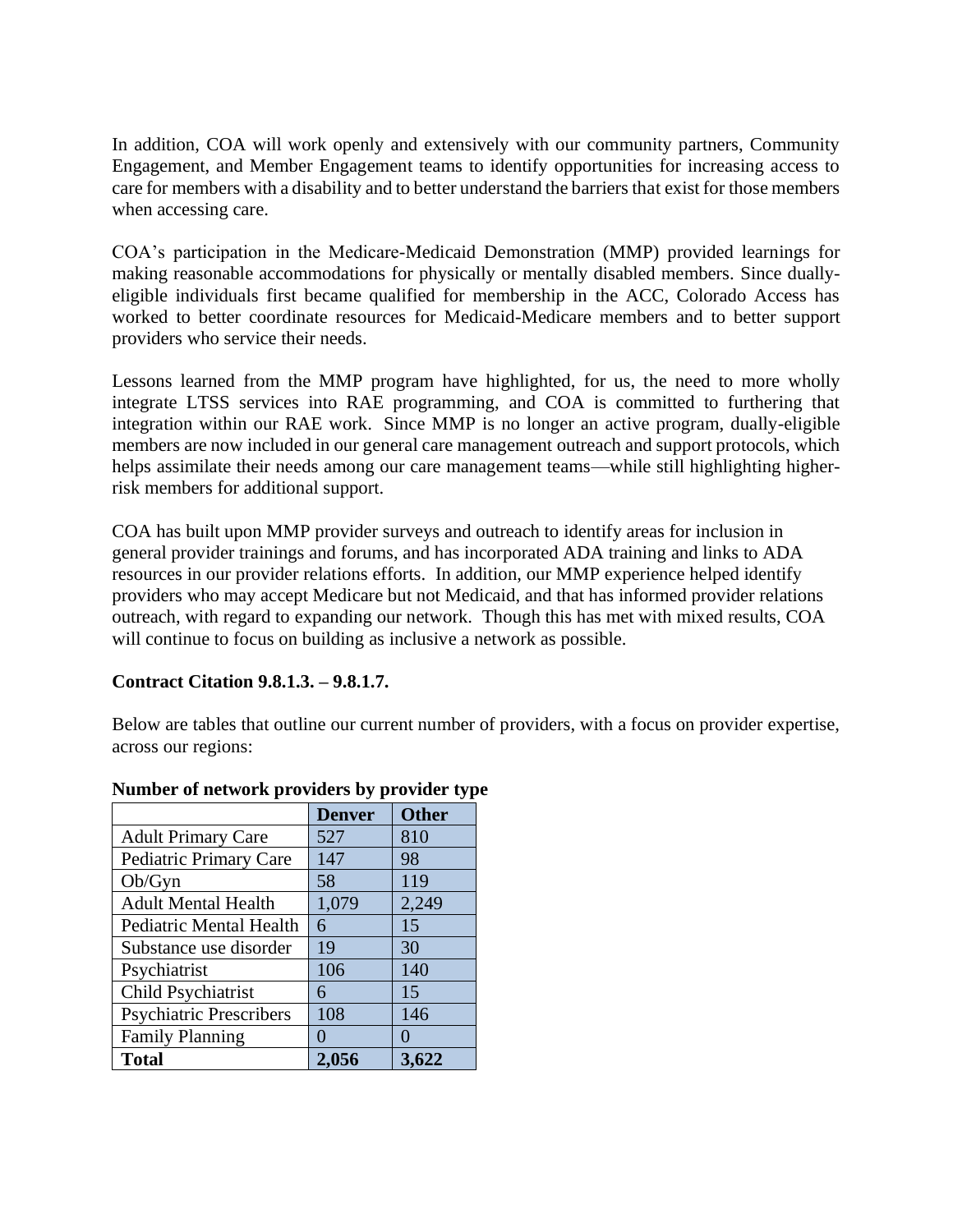In addition, COA will work openly and extensively with our community partners, Community Engagement, and Member Engagement teams to identify opportunities for increasing access to care for members with a disability and to better understand the barriers that exist for those members when accessing care.

COA's participation in the Medicare-Medicaid Demonstration (MMP) provided learnings for making reasonable accommodations for physically or mentally disabled members. Since dually-eligible individuals first became qualified for membership in the ACC, Colorado Access has worked to better coordinate resources for Medicaid-Medicare members and to better support providers who service their needs.

Lessons learned from the MMP program have highlighted, for us, the need to more wholly integrate LTSS services into RAE programming, and COA is committed to furthering that integration within our RAE work. Since MMP is no longer an active program, dually-eligible members are now included in our general care management outreach and support protocols, which helps assimilate their needs among our care management teams—while still highlighting higher-risk members for additional support.

COA has built upon MMP provider surveys and outreach to identify areas for inclusion in general provider trainings and forums, and has incorporated ADA training and links to ADA resources in our provider relations efforts. In addition, our MMP experience helped identify providers who may accept Medicare but not Medicaid, and that has informed provider relations outreach, with regard to expanding our network. Though this has met with mixed results, COA will continue to focus on building as inclusive a network as possible.

**Contract Citation 9.8.1.3. – 9.8.1.7.**

Below are tables that outline our current number of providers, with a focus on provider expertise, across our regions:

**Number of network providers by provider type**

| | **Denver** | **Other** |
|---|---|---|
| Adult Primary Care | 527 | 810 |
| Pediatric Primary Care | 147 | 98 |
| Ob/Gyn | 58 | 119 |
| Adult Mental Health | 1,079 | 2,249 |
| Pediatric Mental Health | 6 | 15 |
| Substance use disorder | 19 | 30 |
| Psychiatrist | 106 | 140 |
| Child Psychiatrist | 6 | 15 |
| Psychiatric Prescribers | 108 | 146 |
| Family Planning | 0 | 0 |
| **Total** | **2,056** | **3,622** |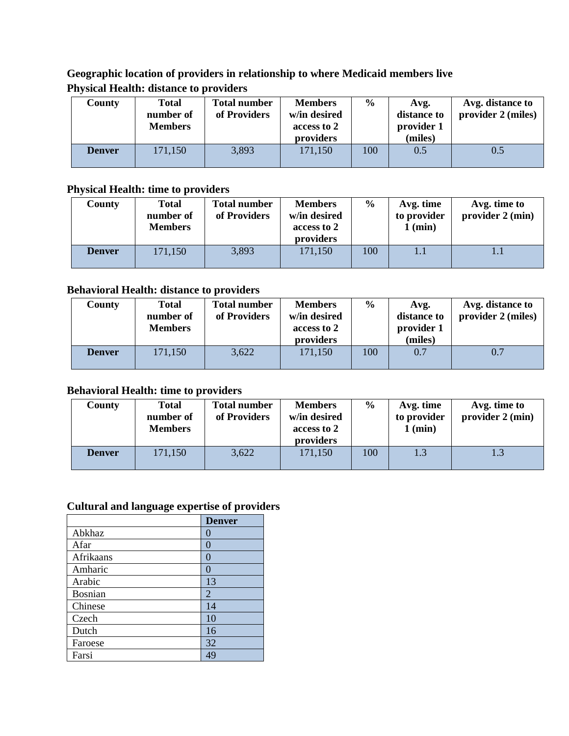## Geographic location of providers in relationship to where Medicaid members live

### Physical Health: distance to providers

| County | Total number of Members | Total number of Providers | Members w/in desired access to 2 providers | % | Avg. distance to provider 1 (miles) | Avg. distance to provider 2 (miles) |
|---|---|---|---|---|---|---|
| **Denver** | 171,150 | 3,893 | 171,150 | 100 | 0.5 | 0.5 |

### Physical Health: time to providers

| County | Total number of Members | Total number of Providers | Members w/in desired access to 2 providers | % | Avg. time to provider 1 (min) | Avg. time to provider 2 (min) |
|---|---|---|---|---|---|---|
| **Denver** | 171,150 | 3,893 | 171,150 | 100 | 1.1 | 1.1 |

### Behavioral Health: distance to providers

| County | Total number of Members | Total number of Providers | Members w/in desired access to 2 providers | % | Avg. distance to provider 1 (miles) | Avg. distance to provider 2 (miles) |
|---|---|---|---|---|---|---|
| **Denver** | 171,150 | 3,622 | 171,150 | 100 | 0.7 | 0.7 |

### Behavioral Health: time to providers

| County | Total number of Members | Total number of Providers | Members w/in desired access to 2 providers | % | Avg. time to provider 1 (min) | Avg. time to provider 2 (min) |
|---|---|---|---|---|---|---|
| **Denver** | 171,150 | 3,622 | 171,150 | 100 | 1.3 | 1.3 |

### Cultural and language expertise of providers

| | **Denver** |
|---|---|
| Abkhaz | 0 |
| Afar | 0 |
| Afrikaans | 0 |
| Amharic | 0 |
| Arabic | 13 |
| Bosnian | 2 |
| Chinese | 14 |
| Czech | 10 |
| Dutch | 16 |
| Faroese | 32 |
| Farsi | 49 |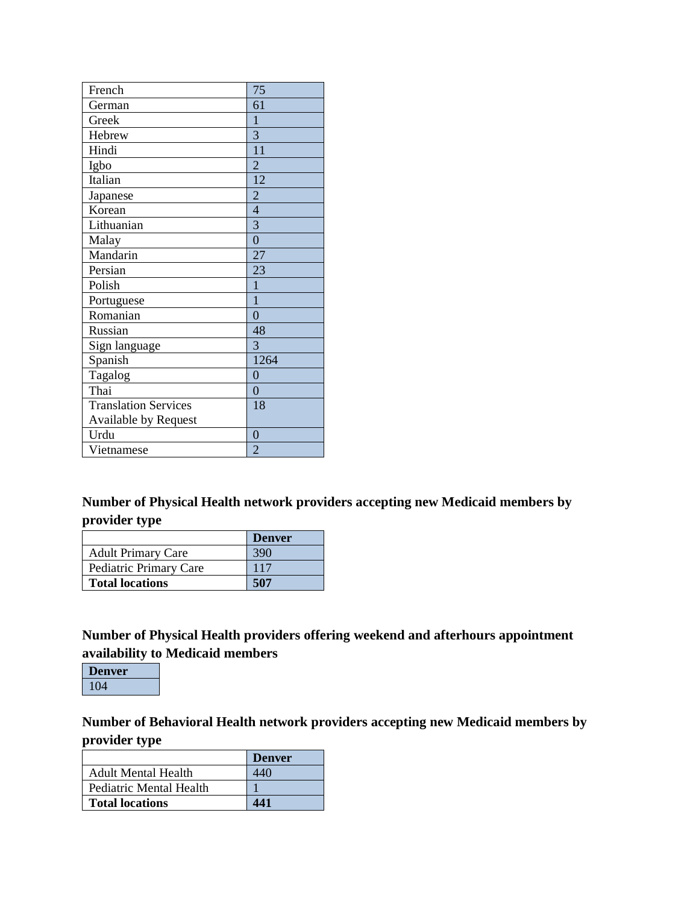| | |
|---|---|
| French | 75 |
| German | 61 |
| Greek | 1 |
| Hebrew | 3 |
| Hindi | 11 |
| Igbo | 2 |
| Italian | 12 |
| Japanese | 2 |
| Korean | 4 |
| Lithuanian | 3 |
| Malay | 0 |
| Mandarin | 27 |
| Persian | 23 |
| Polish | 1 |
| Portuguese | 1 |
| Romanian | 0 |
| Russian | 48 |
| Sign language | 3 |
| Spanish | 1264 |
| Tagalog | 0 |
| Thai | 0 |
| Translation Services Available by Request | 18 |
| Urdu | 0 |
| Vietnamese | 2 |

**Number of Physical Health network providers accepting new Medicaid members by provider type**

| | **Denver** |
|---|---|
| Adult Primary Care | 390 |
| Pediatric Primary Care | 117 |
| **Total locations** | **507** |

**Number of Physical Health providers offering weekend and afterhours appointment availability to Medicaid members**

| **Denver** |
|---|
| 104 |

**Number of Behavioral Health network providers accepting new Medicaid members by provider type**

| | **Denver** |
|---|---|
| Adult Mental Health | 440 |
| Pediatric Mental Health | 1 |
| **Total locations** | **441** |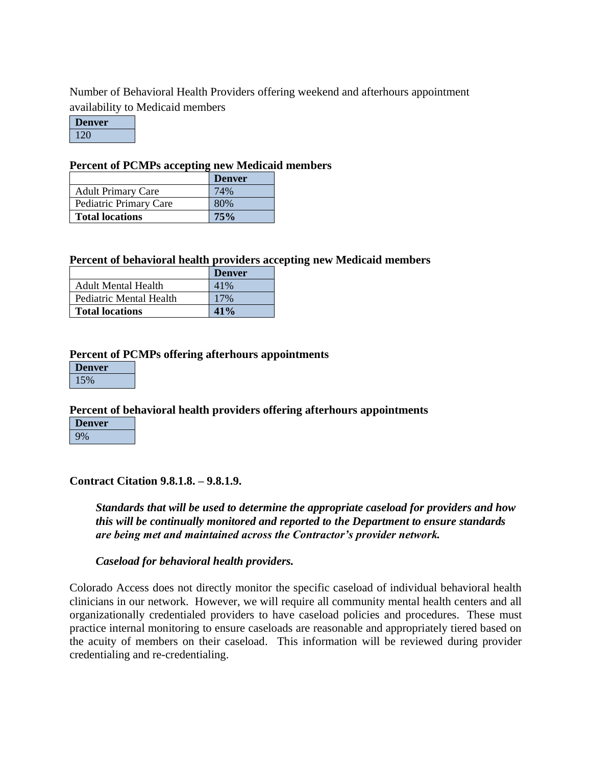Number of Behavioral Health Providers offering weekend and afterhours appointment availability to Medicaid members

| Denver |
| --- |
| 120 |

**Percent of PCMPs accepting new Medicaid members**

| | Denver |
| --- | --- |
| Adult Primary Care | 74% |
| Pediatric Primary Care | 80% |
| **Total locations** | **75%** |

**Percent of behavioral health providers accepting new Medicaid members**

| | Denver |
| --- | --- |
| Adult Mental Health | 41% |
| Pediatric Mental Health | 17% |
| **Total locations** | **41%** |

**Percent of PCMPs offering afterhours appointments**

| Denver |
| --- |
| 15% |

**Percent of behavioral health providers offering afterhours appointments**

| Denver |
| --- |
| 9% |

**Contract Citation 9.8.1.8. – 9.8.1.9.**

> ***Standards that will be used to determine the appropriate caseload for providers and how this will be continually monitored and reported to the Department to ensure standards are being met and maintained across the Contractor's provider network.***
>
> ***Caseload for behavioral health providers.***

Colorado Access does not directly monitor the specific caseload of individual behavioral health clinicians in our network. However, we will require all community mental health centers and all organizationally credentialed providers to have caseload policies and procedures. These must practice internal monitoring to ensure caseloads are reasonable and appropriately tiered based on the acuity of members on their caseload. This information will be reviewed during provider credentialing and re-credentialing.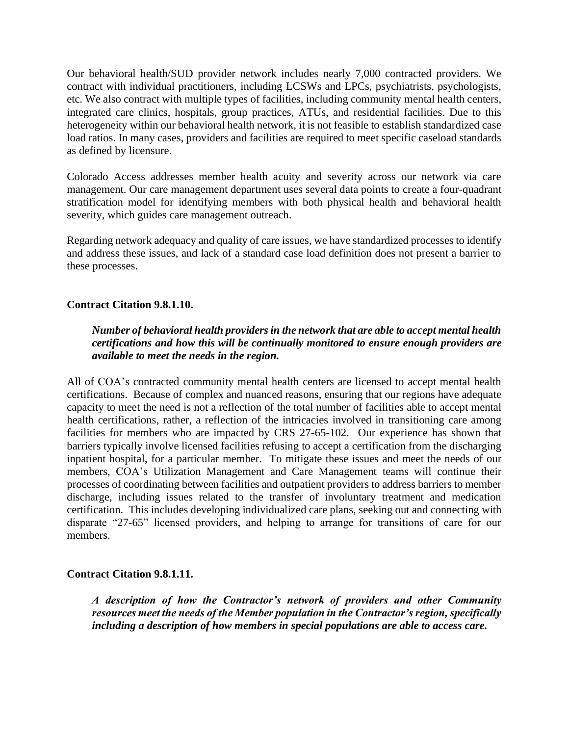Our behavioral health/SUD provider network includes nearly 7,000 contracted providers. We contract with individual practitioners, including LCSWs and LPCs, psychiatrists, psychologists, etc. We also contract with multiple types of facilities, including community mental health centers, integrated care clinics, hospitals, group practices, ATUs, and residential facilities. Due to this heterogeneity within our behavioral health network, it is not feasible to establish standardized case load ratios. In many cases, providers and facilities are required to meet specific caseload standards as defined by licensure.

Colorado Access addresses member health acuity and severity across our network via care management. Our care management department uses several data points to create a four-quadrant stratification model for identifying members with both physical health and behavioral health severity, which guides care management outreach.

Regarding network adequacy and quality of care issues, we have standardized processes to identify and address these issues, and lack of a standard case load definition does not present a barrier to these processes.

**Contract Citation 9.8.1.10.**

> ***Number of behavioral health providers in the network that are able to accept mental health certifications and how this will be continually monitored to ensure enough providers are available to meet the needs in the region.***

All of COA's contracted community mental health centers are licensed to accept mental health certifications. Because of complex and nuanced reasons, ensuring that our regions have adequate capacity to meet the need is not a reflection of the total number of facilities able to accept mental health certifications, rather, a reflection of the intricacies involved in transitioning care among facilities for members who are impacted by CRS 27-65-102. Our experience has shown that barriers typically involve licensed facilities refusing to accept a certification from the discharging inpatient hospital, for a particular member. To mitigate these issues and meet the needs of our members, COA's Utilization Management and Care Management teams will continue their processes of coordinating between facilities and outpatient providers to address barriers to member discharge, including issues related to the transfer of involuntary treatment and medication certification. This includes developing individualized care plans, seeking out and connecting with disparate "27-65" licensed providers, and helping to arrange for transitions of care for our members.

**Contract Citation 9.8.1.11.**

> ***A description of how the Contractor's network of providers and other Community resources meet the needs of the Member population in the Contractor's region, specifically including a description of how members in special populations are able to access care.***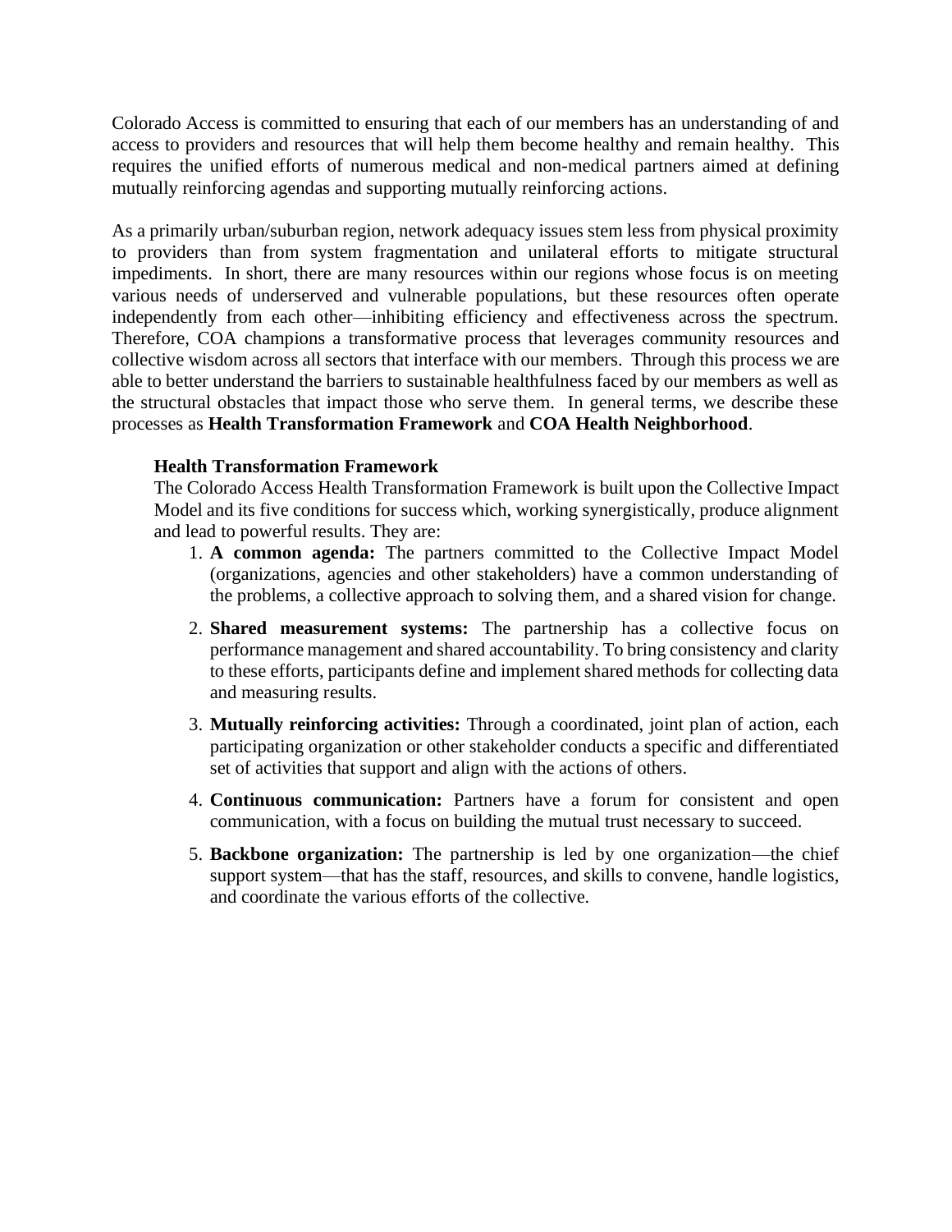Colorado Access is committed to ensuring that each of our members has an understanding of and access to providers and resources that will help them become healthy and remain healthy. This requires the unified efforts of numerous medical and non-medical partners aimed at defining mutually reinforcing agendas and supporting mutually reinforcing actions.

As a primarily urban/suburban region, network adequacy issues stem less from physical proximity to providers than from system fragmentation and unilateral efforts to mitigate structural impediments. In short, there are many resources within our regions whose focus is on meeting various needs of underserved and vulnerable populations, but these resources often operate independently from each other—inhibiting efficiency and effectiveness across the spectrum. Therefore, COA champions a transformative process that leverages community resources and collective wisdom across all sectors that interface with our members. Through this process we are able to better understand the barriers to sustainable healthfulness faced by our members as well as the structural obstacles that impact those who serve them. In general terms, we describe these processes as **Health Transformation Framework** and **COA Health Neighborhood**.

### Health Transformation Framework

The Colorado Access Health Transformation Framework is built upon the Collective Impact Model and its five conditions for success which, working synergistically, produce alignment and lead to powerful results. They are:

1. **A common agenda:** The partners committed to the Collective Impact Model (organizations, agencies and other stakeholders) have a common understanding of the problems, a collective approach to solving them, and a shared vision for change.

2. **Shared measurement systems:** The partnership has a collective focus on performance management and shared accountability. To bring consistency and clarity to these efforts, participants define and implement shared methods for collecting data and measuring results.

3. **Mutually reinforcing activities:** Through a coordinated, joint plan of action, each participating organization or other stakeholder conducts a specific and differentiated set of activities that support and align with the actions of others.

4. **Continuous communication:** Partners have a forum for consistent and open communication, with a focus on building the mutual trust necessary to succeed.

5. **Backbone organization:** The partnership is led by one organization—the chief support system—that has the staff, resources, and skills to convene, handle logistics, and coordinate the various efforts of the collective.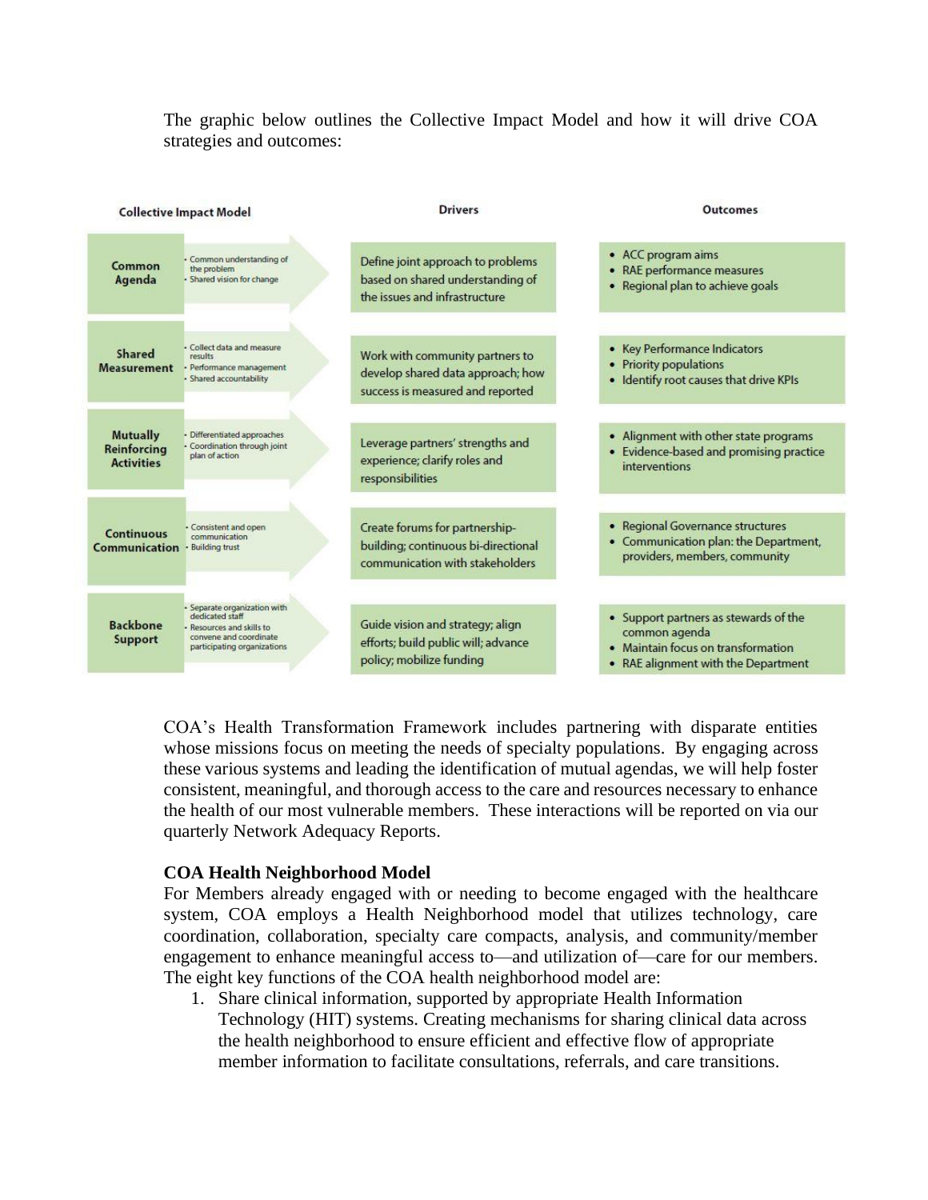The graphic below outlines the Collective Impact Model and how it will drive COA strategies and outcomes:

| Collective Impact Model | | Drivers | Outcomes |
|---|---|---|---|
| **Common Agenda** | • Common understanding of the problem<br>• Shared vision for change | Define joint approach to problems based on shared understanding of the issues and infrastructure | • ACC program aims<br>• RAE performance measures<br>• Regional plan to achieve goals |
| **Shared Measurement** | • Collect data and measure results<br>• Performance management<br>• Shared accountability | Work with community partners to develop shared data approach; how success is measured and reported | • Key Performance Indicators<br>• Priority populations<br>• Identify root causes that drive KPIs |
| **Mutually Reinforcing Activities** | • Differentiated approaches<br>• Coordination through joint plan of action | Leverage partners' strengths and experience; clarify roles and responsibilities | • Alignment with other state programs<br>• Evidence-based and promising practice interventions |
| **Continuous Communication** | • Consistent and open communication<br>• Building trust | Create forums for partnership-building; continuous bi-directional communication with stakeholders | • Regional Governance structures<br>• Communication plan: the Department, providers, members, community |
| **Backbone Support** | • Separate organization with dedicated staff<br>• Resources and skills to convene and coordinate participating organizations | Guide vision and strategy; align efforts; build public will; advance policy; mobilize funding | • Support partners as stewards of the common agenda<br>• Maintain focus on transformation<br>• RAE alignment with the Department |

COA's Health Transformation Framework includes partnering with disparate entities whose missions focus on meeting the needs of specialty populations. By engaging across these various systems and leading the identification of mutual agendas, we will help foster consistent, meaningful, and thorough access to the care and resources necessary to enhance the health of our most vulnerable members. These interactions will be reported on via our quarterly Network Adequacy Reports.

**COA Health Neighborhood Model**

For Members already engaged with or needing to become engaged with the healthcare system, COA employs a Health Neighborhood model that utilizes technology, care coordination, collaboration, specialty care compacts, analysis, and community/member engagement to enhance meaningful access to—and utilization of—care for our members. The eight key functions of the COA health neighborhood model are:

1. Share clinical information, supported by appropriate Health Information Technology (HIT) systems. Creating mechanisms for sharing clinical data across the health neighborhood to ensure efficient and effective flow of appropriate member information to facilitate consultations, referrals, and care transitions.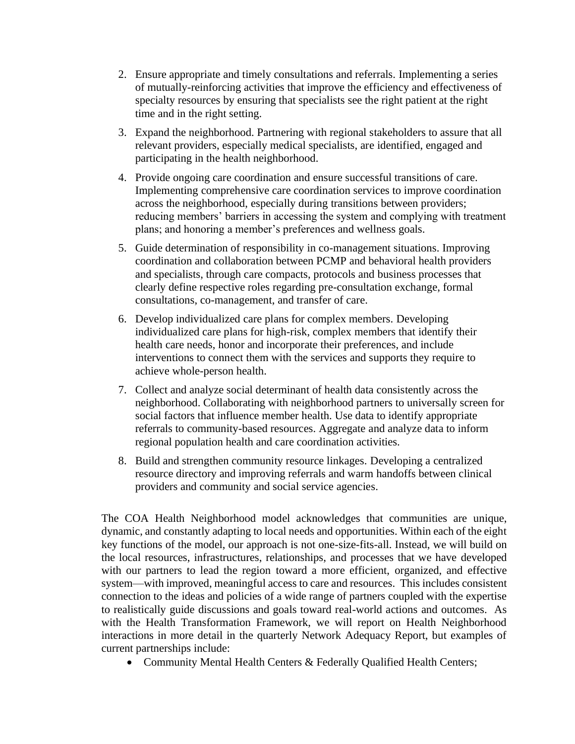2. Ensure appropriate and timely consultations and referrals. Implementing a series of mutually-reinforcing activities that improve the efficiency and effectiveness of specialty resources by ensuring that specialists see the right patient at the right time and in the right setting.
3. Expand the neighborhood. Partnering with regional stakeholders to assure that all relevant providers, especially medical specialists, are identified, engaged and participating in the health neighborhood.
4. Provide ongoing care coordination and ensure successful transitions of care. Implementing comprehensive care coordination services to improve coordination across the neighborhood, especially during transitions between providers; reducing members' barriers in accessing the system and complying with treatment plans; and honoring a member's preferences and wellness goals.
5. Guide determination of responsibility in co-management situations. Improving coordination and collaboration between PCMP and behavioral health providers and specialists, through care compacts, protocols and business processes that clearly define respective roles regarding pre-consultation exchange, formal consultations, co-management, and transfer of care.
6. Develop individualized care plans for complex members. Developing individualized care plans for high-risk, complex members that identify their health care needs, honor and incorporate their preferences, and include interventions to connect them with the services and supports they require to achieve whole-person health.
7. Collect and analyze social determinant of health data consistently across the neighborhood. Collaborating with neighborhood partners to universally screen for social factors that influence member health. Use data to identify appropriate referrals to community-based resources. Aggregate and analyze data to inform regional population health and care coordination activities.
8. Build and strengthen community resource linkages. Developing a centralized resource directory and improving referrals and warm handoffs between clinical providers and community and social service agencies.

The COA Health Neighborhood model acknowledges that communities are unique, dynamic, and constantly adapting to local needs and opportunities. Within each of the eight key functions of the model, our approach is not one-size-fits-all. Instead, we will build on the local resources, infrastructures, relationships, and processes that we have developed with our partners to lead the region toward a more efficient, organized, and effective system—with improved, meaningful access to care and resources. This includes consistent connection to the ideas and policies of a wide range of partners coupled with the expertise to realistically guide discussions and goals toward real-world actions and outcomes. As with the Health Transformation Framework, we will report on Health Neighborhood interactions in more detail in the quarterly Network Adequacy Report, but examples of current partnerships include:

- Community Mental Health Centers & Federally Qualified Health Centers;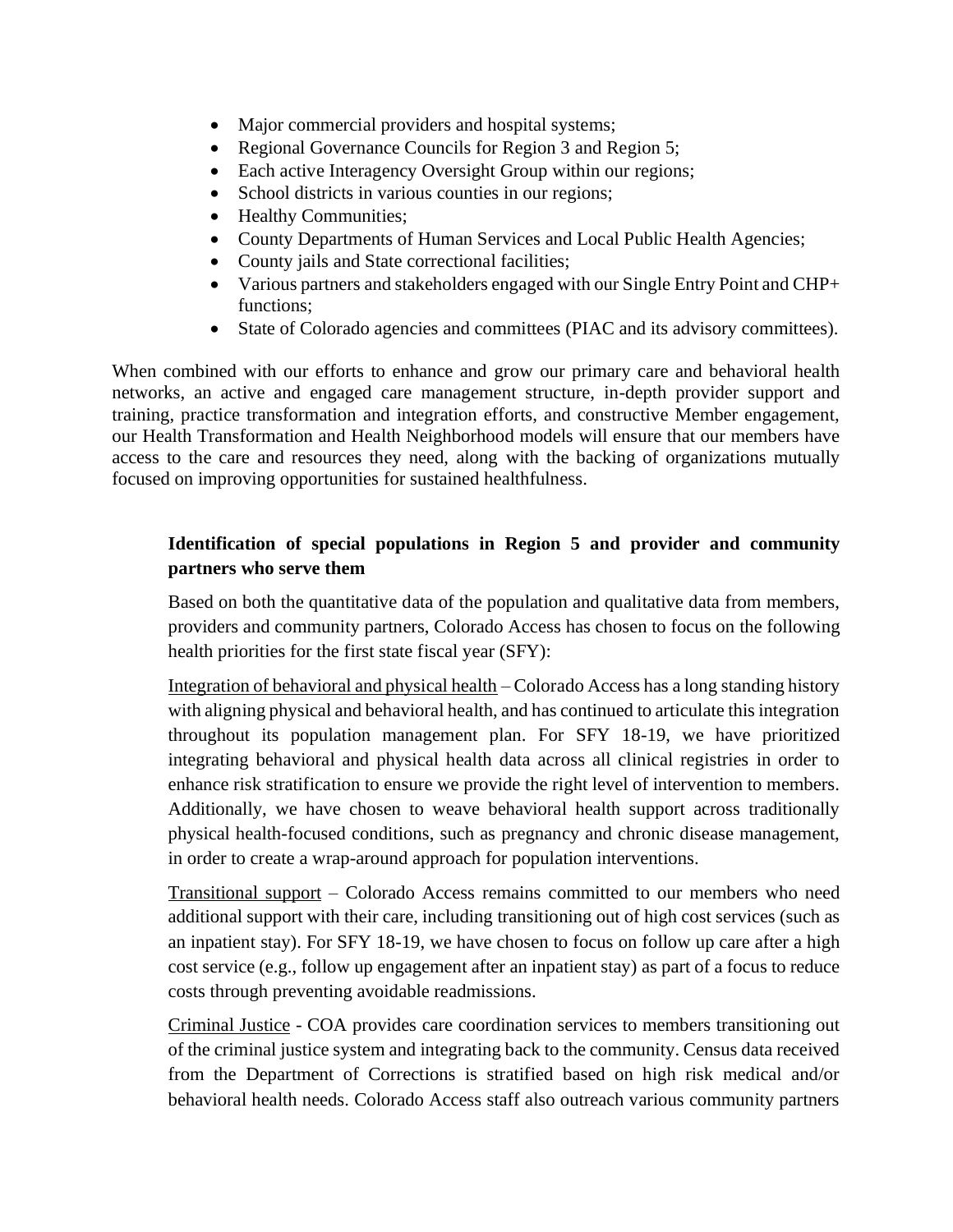- Major commercial providers and hospital systems;
- Regional Governance Councils for Region 3 and Region 5;
- Each active Interagency Oversight Group within our regions;
- School districts in various counties in our regions;
- Healthy Communities;
- County Departments of Human Services and Local Public Health Agencies;
- County jails and State correctional facilities;
- Various partners and stakeholders engaged with our Single Entry Point and CHP+ functions;
- State of Colorado agencies and committees (PIAC and its advisory committees).

When combined with our efforts to enhance and grow our primary care and behavioral health networks, an active and engaged care management structure, in-depth provider support and training, practice transformation and integration efforts, and constructive Member engagement, our Health Transformation and Health Neighborhood models will ensure that our members have access to the care and resources they need, along with the backing of organizations mutually focused on improving opportunities for sustained healthfulness.

**Identification of special populations in Region 5 and provider and community partners who serve them**

Based on both the quantitative data of the population and qualitative data from members, providers and community partners, Colorado Access has chosen to focus on the following health priorities for the first state fiscal year (SFY):

Integration of behavioral and physical health – Colorado Access has a long standing history with aligning physical and behavioral health, and has continued to articulate this integration throughout its population management plan. For SFY 18-19, we have prioritized integrating behavioral and physical health data across all clinical registries in order to enhance risk stratification to ensure we provide the right level of intervention to members. Additionally, we have chosen to weave behavioral health support across traditionally physical health-focused conditions, such as pregnancy and chronic disease management, in order to create a wrap-around approach for population interventions.

Transitional support – Colorado Access remains committed to our members who need additional support with their care, including transitioning out of high cost services (such as an inpatient stay). For SFY 18-19, we have chosen to focus on follow up care after a high cost service (e.g., follow up engagement after an inpatient stay) as part of a focus to reduce costs through preventing avoidable readmissions.

Criminal Justice - COA provides care coordination services to members transitioning out of the criminal justice system and integrating back to the community. Census data received from the Department of Corrections is stratified based on high risk medical and/or behavioral health needs. Colorado Access staff also outreach various community partners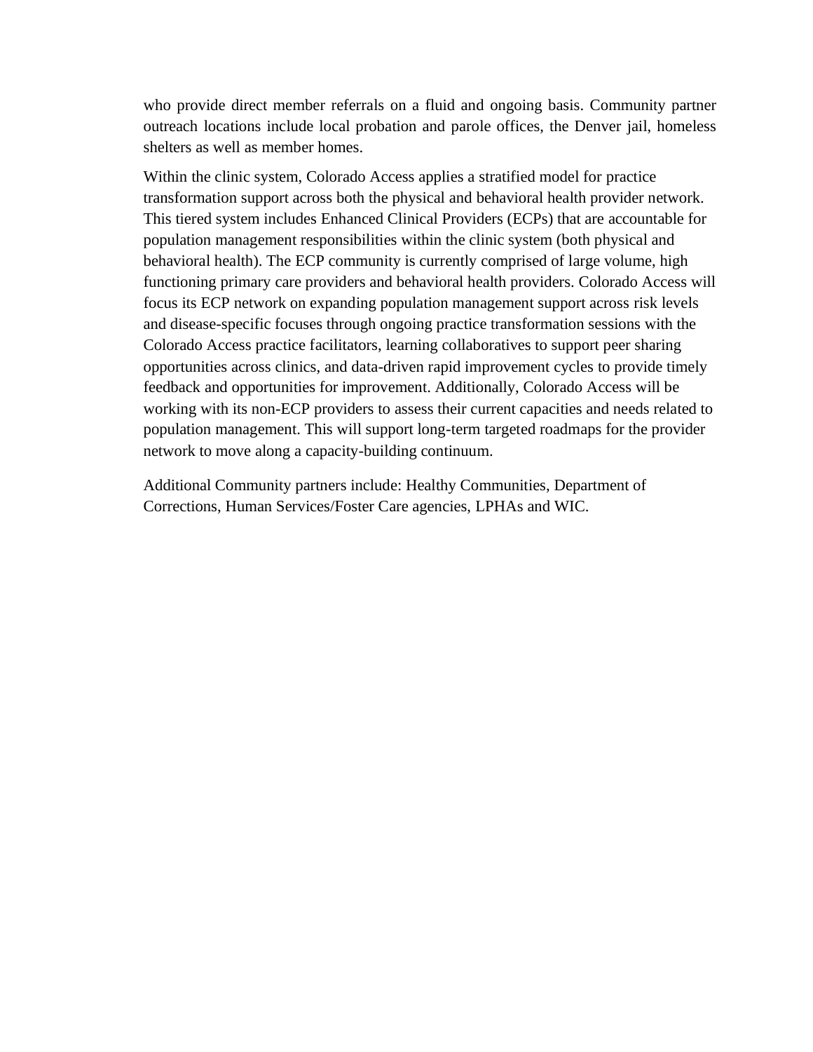who provide direct member referrals on a fluid and ongoing basis. Community partner outreach locations include local probation and parole offices, the Denver jail, homeless shelters as well as member homes.

Within the clinic system, Colorado Access applies a stratified model for practice transformation support across both the physical and behavioral health provider network. This tiered system includes Enhanced Clinical Providers (ECPs) that are accountable for population management responsibilities within the clinic system (both physical and behavioral health). The ECP community is currently comprised of large volume, high functioning primary care providers and behavioral health providers. Colorado Access will focus its ECP network on expanding population management support across risk levels and disease-specific focuses through ongoing practice transformation sessions with the Colorado Access practice facilitators, learning collaboratives to support peer sharing opportunities across clinics, and data-driven rapid improvement cycles to provide timely feedback and opportunities for improvement. Additionally, Colorado Access will be working with its non-ECP providers to assess their current capacities and needs related to population management. This will support long-term targeted roadmaps for the provider network to move along a capacity-building continuum.

Additional Community partners include: Healthy Communities, Department of Corrections, Human Services/Foster Care agencies, LPHAs and WIC.